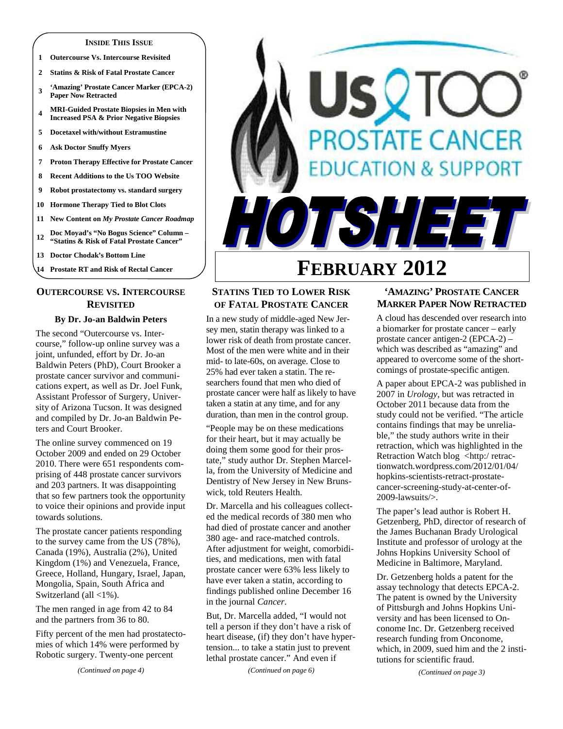**INSIDE THIS ISSUE**

1. Outercourse Vs. Intercourse Revisited
2. Statins & Risk of Fatal Prostate Cancer
3. 'Amazing' Prostate Cancer Marker (EPCA-2) Paper Now Retracted
4. MRI-Guided Prostate Biopsies in Men with Increased PSA & Prior Negative Biopsies
5. Docetaxel with/without Estramustine
6. Ask Doctor Snuffy Myers
7. Proton Therapy Effective for Prostate Cancer
8. Recent Additions to the Us TOO Website
9. Robot prostatectomy vs. standard surgery
10. Hormone Therapy Tied to Blot Clots
11. New Content on *My Prostate Cancer Roadmap*
12. Doc Moyad's "No Bogus Science" Column – "Statins & Risk of Fatal Prostate Cancer"
13. Doctor Chodak's Bottom Line
14. Prostate RT and Risk of Rectal Cancer

# Us TOO® PROSTATE CANCER EDUCATION & SUPPORT HOTSHEET

## FEBRUARY 2012

## OUTERCOURSE VS. INTERCOURSE REVISITED

**By Dr. Jo-an Baldwin Peters**

The second "Outercourse vs. Intercourse," follow-up online survey was a joint, unfunded, effort by Dr. Jo-an Baldwin Peters (PhD), Court Brooker a prostate cancer survivor and communications expert, as well as Dr. Joel Funk, Assistant Professor of Surgery, University of Arizona Tucson. It was designed and compiled by Dr. Jo-an Baldwin Peters and Court Brooker.

The online survey commenced on 19 October 2009 and ended on 29 October 2010. There were 651 respondents comprising of 448 prostate cancer survivors and 203 partners. It was disappointing that so few partners took the opportunity to voice their opinions and provide input towards solutions.

The prostate cancer patients responding to the survey came from the US (78%), Canada (19%), Australia (2%), United Kingdom (1%) and Venezuela, France, Greece, Holland, Hungary, Israel, Japan, Mongolia, Spain, South Africa and Switzerland (all <1%).

The men ranged in age from 42 to 84 and the partners from 36 to 80.

Fifty percent of the men had prostatectomies of which 14% were performed by Robotic surgery. Twenty-one percent

*(Continued on page 4)*

## STATINS TIED TO LOWER RISK OF FATAL PROSTATE CANCER

In a new study of middle-aged New Jersey men, statin therapy was linked to a lower risk of death from prostate cancer. Most of the men were white and in their mid- to late-60s, on average. Close to 25% had ever taken a statin. The researchers found that men who died of prostate cancer were half as likely to have taken a statin at any time, and for any duration, than men in the control group.

"People may be on these medications for their heart, but it may actually be doing them some good for their prostate," study author Dr. Stephen Marcella, from the University of Medicine and Dentistry of New Jersey in New Brunswick, told Reuters Health.

Dr. Marcella and his colleagues collected the medical records of 380 men who had died of prostate cancer and another 380 age- and race-matched controls. After adjustment for weight, comorbidities, and medications, men with fatal prostate cancer were 63% less likely to have ever taken a statin, according to findings published online December 16 in the journal *Cancer*.

But, Dr. Marcella added, "I would not tell a person if they don't have a risk of heart disease, (if) they don't have hypertension... to take a statin just to prevent lethal prostate cancer." And even if

*(Continued on page 6)*

## 'AMAZING' PROSTATE CANCER MARKER PAPER NOW RETRACTED

A cloud has descended over research into a biomarker for prostate cancer – early prostate cancer antigen-2 (EPCA-2) – which was described as "amazing" and appeared to overcome some of the shortcomings of prostate-specific antigen.

A paper about EPCA-2 was published in 2007 in *Urology*, but was retracted in October 2011 because data from the study could not be verified. "The article contains findings that may be unreliable," the study authors write in their retraction, which was highlighted in the Retraction Watch blog <http://retractionwatch.wordpress.com/2012/01/04/hopkins-scientists-retract-prostate-cancer-screening-study-at-center-of-2009-lawsuits/>.

The paper's lead author is Robert H. Getzenberg, PhD, director of research of the James Buchanan Brady Urological Institute and professor of urology at the Johns Hopkins University School of Medicine in Baltimore, Maryland.

Dr. Getzenberg holds a patent for the assay technology that detects EPCA-2. The patent is owned by the University of Pittsburgh and Johns Hopkins University and has been licensed to Onconome Inc. Dr. Getzenberg received research funding from Onconome, which, in 2009, sued him and the 2 institutions for scientific fraud.

*(Continued on page 3)*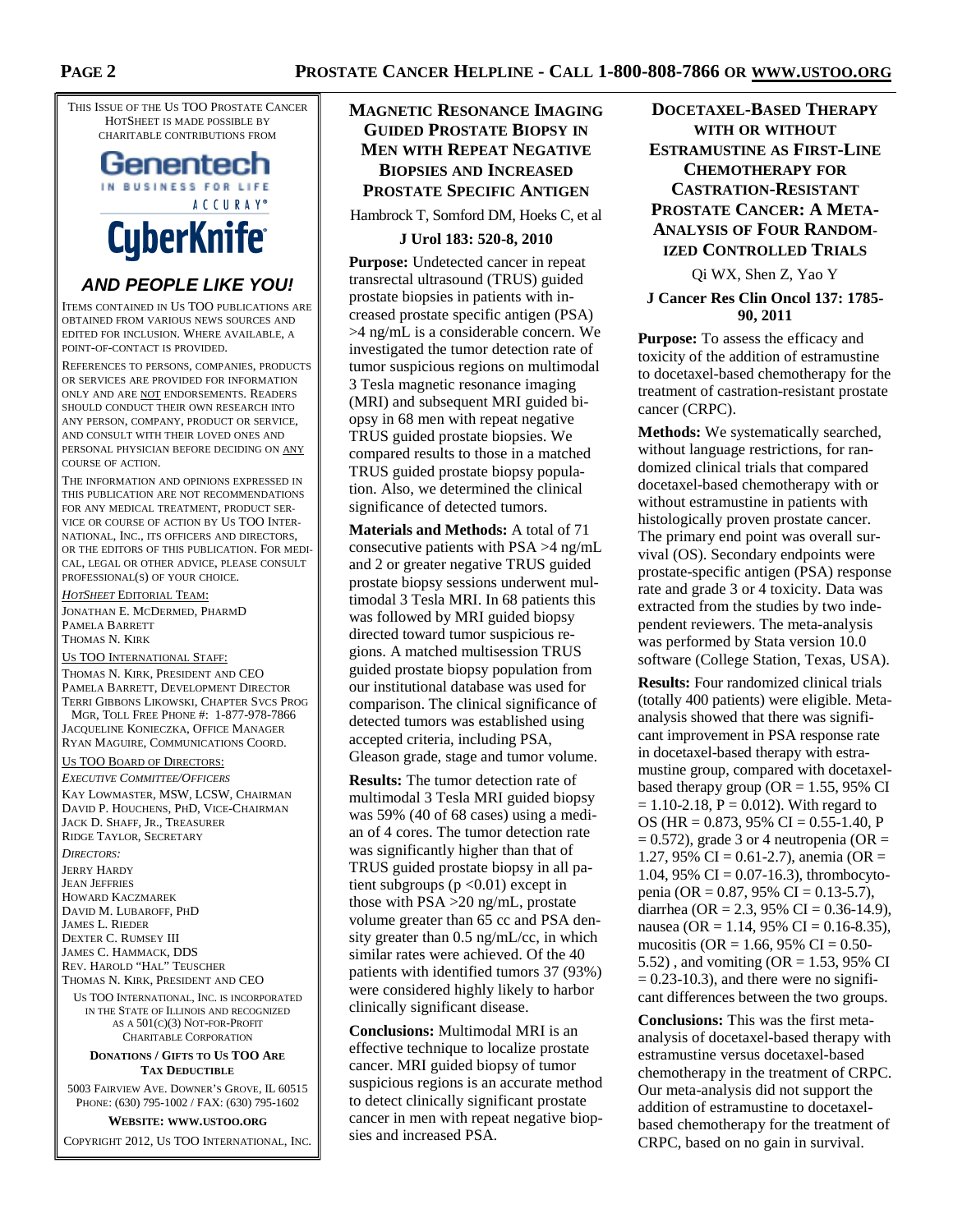THIS ISSUE OF THE US TOO PROSTATE CANCER HOTSHEET IS MADE POSSIBLE BY CHARITABLE CONTRIBUTIONS FROM

Genentech
IN BUSINESS FOR LIFE

ACCURAY®
CyberKnife®

***AND PEOPLE LIKE YOU!***

ITEMS CONTAINED IN US TOO PUBLICATIONS ARE OBTAINED FROM VARIOUS NEWS SOURCES AND EDITED FOR INCLUSION. WHERE AVAILABLE, A POINT-OF-CONTACT IS PROVIDED.

REFERENCES TO PERSONS, COMPANIES, PRODUCTS OR SERVICES ARE PROVIDED FOR INFORMATION ONLY AND ARE NOT ENDORSEMENTS. READERS SHOULD CONDUCT THEIR OWN RESEARCH INTO ANY PERSON, COMPANY, PRODUCT OR SERVICE, AND CONSULT WITH THEIR LOVED ONES AND PERSONAL PHYSICIAN BEFORE DECIDING ON ANY COURSE OF ACTION.

THE INFORMATION AND OPINIONS EXPRESSED IN THIS PUBLICATION ARE NOT RECOMMENDATIONS FOR ANY MEDICAL TREATMENT, PRODUCT SERVICE OR COURSE OF ACTION BY US TOO INTERNATIONAL, INC., ITS OFFICERS AND DIRECTORS, OR THE EDITORS OF THIS PUBLICATION. FOR MEDICAL, LEGAL OR OTHER ADVICE, PLEASE CONSULT PROFESSIONAL(S) OF YOUR CHOICE.

*HOTSHEET* EDITORIAL TEAM:
JONATHAN E. MCDERMED, PHARMD
PAMELA BARRETT
THOMAS N. KIRK

US TOO INTERNATIONAL STAFF:
THOMAS N. KIRK, PRESIDENT AND CEO
PAMELA BARRETT, DEVELOPMENT DIRECTOR
TERRI GIBBONS LIKOWSKI, CHAPTER SVCS PROG MGR, TOLL FREE PHONE #: 1-877-978-7866
JACQUELINE KONIECZKA, OFFICE MANAGER
RYAN MAGUIRE, COMMUNICATIONS COORD.

US TOO BOARD OF DIRECTORS:
*EXECUTIVE COMMITTEE/OFFICERS*
KAY LOWMASTER, MSW, LCSW, CHAIRMAN
DAVID P. HOUCHENS, PHD, VICE-CHAIRMAN
JACK D. SHAFF, JR., TREASURER
RIDGE TAYLOR, SECRETARY

*DIRECTORS:*
JERRY HARDY
JEAN JEFFRIES
HOWARD KACZMAREK
DAVID M. LUBAROFF, PHD
JAMES L. RIEDER
DEXTER C. RUMSEY III
JAMES C. HAMMACK, DDS
REV. HAROLD "HAL" TEUSCHER
THOMAS N. KIRK, PRESIDENT AND CEO

US TOO INTERNATIONAL, INC. IS INCORPORATED IN THE STATE OF ILLINOIS AND RECOGNIZED AS A 501(C)(3) NOT-FOR-PROFIT CHARITABLE CORPORATION

**DONATIONS / GIFTS TO US TOO ARE TAX DEDUCTIBLE**

5003 FAIRVIEW AVE. DOWNER'S GROVE, IL 60515
PHONE: (630) 795-1002 / FAX: (630) 795-1602

**WEBSITE: WWW.USTOO.ORG**

COPYRIGHT 2012, US TOO INTERNATIONAL, INC.

## MAGNETIC RESONANCE IMAGING GUIDED PROSTATE BIOPSY IN MEN WITH REPEAT NEGATIVE BIOPSIES AND INCREASED PROSTATE SPECIFIC ANTIGEN

Hambrock T, Somford DM, Hoeks C, et al

**J Urol 183: 520-8, 2010**

**Purpose:** Undetected cancer in repeat transrectal ultrasound (TRUS) guided prostate biopsies in patients with increased prostate specific antigen (PSA) >4 ng/mL is a considerable concern. We investigated the tumor detection rate of tumor suspicious regions on multimodal 3 Tesla magnetic resonance imaging (MRI) and subsequent MRI guided biopsy in 68 men with repeat negative TRUS guided prostate biopsies. We compared results to those in a matched TRUS guided prostate biopsy population. Also, we determined the clinical significance of detected tumors.

**Materials and Methods:** A total of 71 consecutive patients with PSA >4 ng/mL and 2 or greater negative TRUS guided prostate biopsy sessions underwent multimodal 3 Tesla MRI. In 68 patients this was followed by MRI guided biopsy directed toward tumor suspicious regions. A matched multisession TRUS guided prostate biopsy population from our institutional database was used for comparison. The clinical significance of detected tumors was established using accepted criteria, including PSA, Gleason grade, stage and tumor volume.

**Results:** The tumor detection rate of multimodal 3 Tesla MRI guided biopsy was 59% (40 of 68 cases) using a median of 4 cores. The tumor detection rate was significantly higher than that of TRUS guided prostate biopsy in all patient subgroups ($p < 0.01$) except in those with PSA >20 ng/mL, prostate volume greater than 65 cc and PSA density greater than 0.5 ng/mL/cc, in which similar rates were achieved. Of the 40 patients with identified tumors 37 (93%) were considered highly likely to harbor clinically significant disease.

**Conclusions:** Multimodal MRI is an effective technique to localize prostate cancer. MRI guided biopsy of tumor suspicious regions is an accurate method to detect clinically significant prostate cancer in men with repeat negative biopsies and increased PSA.

## DOCETAXEL-BASED THERAPY WITH OR WITHOUT ESTRAMUSTINE AS FIRST-LINE CHEMOTHERAPY FOR CASTRATION-RESISTANT PROSTATE CANCER: A META-ANALYSIS OF FOUR RANDOMIZED CONTROLLED TRIALS

Qi WX, Shen Z, Yao Y

**J Cancer Res Clin Oncol 137: 1785-90, 2011**

**Purpose:** To assess the efficacy and toxicity of the addition of estramustine to docetaxel-based chemotherapy for the treatment of castration-resistant prostate cancer (CRPC).

**Methods:** We systematically searched, without language restrictions, for randomized clinical trials that compared docetaxel-based chemotherapy with or without estramustine in patients with histologically proven prostate cancer. The primary end point was overall survival (OS). Secondary endpoints were prostate-specific antigen (PSA) response rate and grade 3 or 4 toxicity. Data was extracted from the studies by two independent reviewers. The meta-analysis was performed by Stata version 10.0 software (College Station, Texas, USA).

**Results:** Four randomized clinical trials (totally 400 patients) were eligible. Meta-analysis showed that there was significant improvement in PSA response rate in docetaxel-based therapy with estramustine group, compared with docetaxel-based therapy group (OR = 1.55, 95% CI = 1.10-2.18, $P = 0.012$). With regard to OS (HR = 0.873, 95% CI = 0.55-1.40, $P = 0.572$), grade 3 or 4 neutropenia (OR = 1.27, 95% CI = 0.61-2.7), anemia (OR = 1.04, 95% CI = 0.07-16.3), thrombocytopenia (OR = 0.87, 95% CI = 0.13-5.7), diarrhea (OR = 2.3, 95% CI = 0.36-14.9), nausea (OR = 1.14, 95% CI = 0.16-8.35), mucositis (OR = 1.66, 95% CI = 0.50-5.52) , and vomiting (OR = 1.53, 95% CI = 0.23-10.3), and there were no significant differences between the two groups.

**Conclusions:** This was the first meta-analysis of docetaxel-based therapy with estramustine versus docetaxel-based chemotherapy in the treatment of CRPC. Our meta-analysis did not support the addition of estramustine to docetaxel-based chemotherapy for the treatment of CRPC, based on no gain in survival.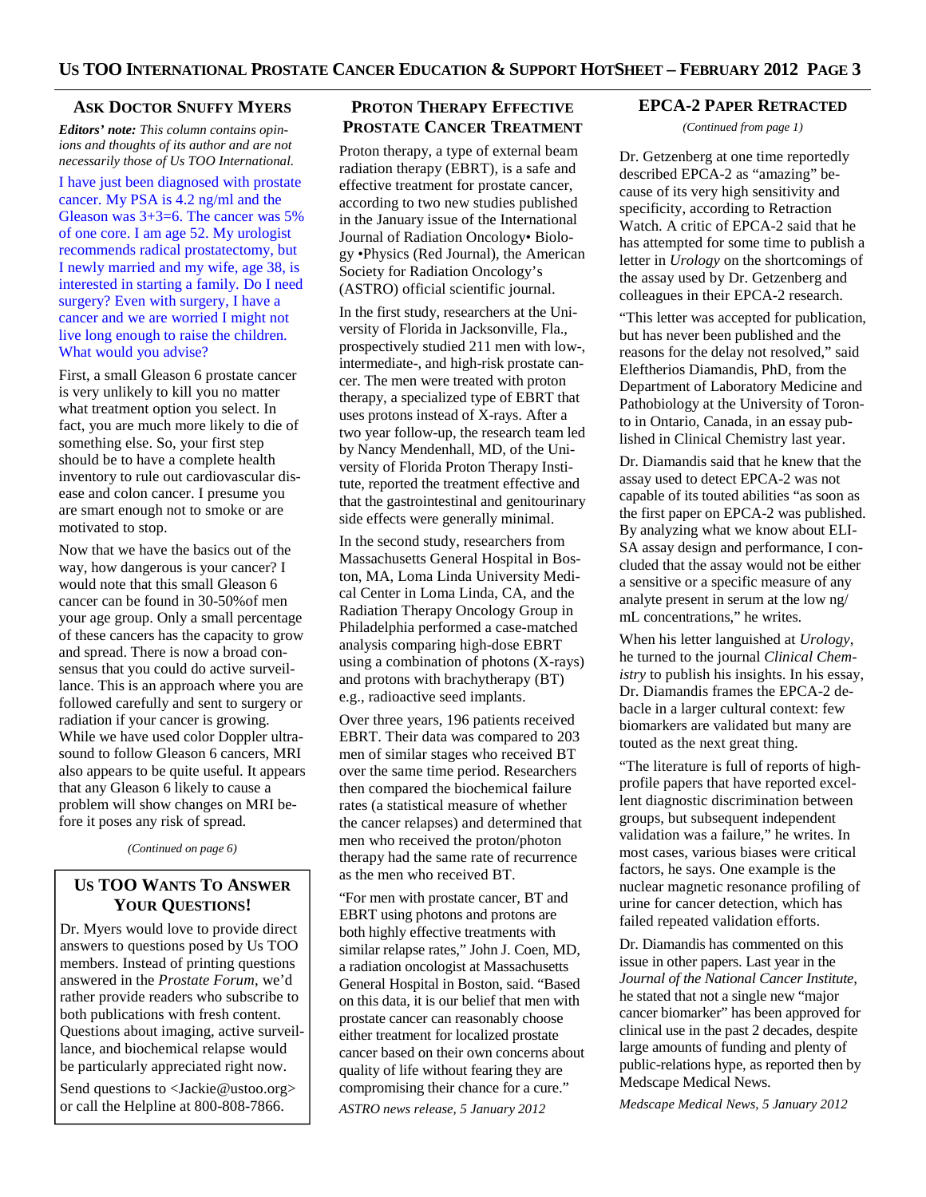## Ask Doctor Snuffy Myers

***Editors' note:*** *This column contains opinions and thoughts of its author and are not necessarily those of Us TOO International.*

I have just been diagnosed with prostate cancer. My PSA is 4.2 ng/ml and the Gleason was 3+3=6. The cancer was 5% of one core. I am age 52. My urologist recommends radical prostatectomy, but I newly married and my wife, age 38, is interested in starting a family. Do I need surgery? Even with surgery, I have a cancer and we are worried I might not live long enough to raise the children. What would you advise?

First, a small Gleason 6 prostate cancer is very unlikely to kill you no matter what treatment option you select. In fact, you are much more likely to die of something else. So, your first step should be to have a complete health inventory to rule out cardiovascular disease and colon cancer. I presume you are smart enough not to smoke or are motivated to stop.

Now that we have the basics out of the way, how dangerous is your cancer? I would note that this small Gleason 6 cancer can be found in 30-50%of men your age group. Only a small percentage of these cancers has the capacity to grow and spread. There is now a broad consensus that you could do active surveillance. This is an approach where you are followed carefully and sent to surgery or radiation if your cancer is growing. While we have used color Doppler ultrasound to follow Gleason 6 cancers, MRI also appears to be quite useful. It appears that any Gleason 6 likely to cause a problem will show changes on MRI before it poses any risk of spread.

*(Continued on page 6)*

## Us TOO Wants To Answer Your Questions!

Dr. Myers would love to provide direct answers to questions posed by Us TOO members. Instead of printing questions answered in the *Prostate Forum*, we'd rather provide readers who subscribe to both publications with fresh content. Questions about imaging, active surveillance, and biochemical relapse would be particularly appreciated right now.

Send questions to <Jackie@ustoo.org> or call the Helpline at 800-808-7866.

## Proton Therapy Effective Prostate Cancer Treatment

Proton therapy, a type of external beam radiation therapy (EBRT), is a safe and effective treatment for prostate cancer, according to two new studies published in the January issue of the International Journal of Radiation Oncology• Biology •Physics (Red Journal), the American Society for Radiation Oncology's (ASTRO) official scientific journal.

In the first study, researchers at the University of Florida in Jacksonville, Fla., prospectively studied 211 men with low-, intermediate-, and high-risk prostate cancer. The men were treated with proton therapy, a specialized type of EBRT that uses protons instead of X-rays. After a two year follow-up, the research team led by Nancy Mendenhall, MD, of the University of Florida Proton Therapy Institute, reported the treatment effective and that the gastrointestinal and genitourinary side effects were generally minimal.

In the second study, researchers from Massachusetts General Hospital in Boston, MA, Loma Linda University Medical Center in Loma Linda, CA, and the Radiation Therapy Oncology Group in Philadelphia performed a case-matched analysis comparing high-dose EBRT using a combination of photons (X-rays) and protons with brachytherapy (BT) e.g., radioactive seed implants.

Over three years, 196 patients received EBRT. Their data was compared to 203 men of similar stages who received BT over the same time period. Researchers then compared the biochemical failure rates (a statistical measure of whether the cancer relapses) and determined that men who received the proton/photon therapy had the same rate of recurrence as the men who received BT.

"For men with prostate cancer, BT and EBRT using photons and protons are both highly effective treatments with similar relapse rates," John J. Coen, MD, a radiation oncologist at Massachusetts General Hospital in Boston, said. "Based on this data, it is our belief that men with prostate cancer can reasonably choose either treatment for localized prostate cancer based on their own concerns about quality of life without fearing they are compromising their chance for a cure."

*ASTRO news release, 5 January 2012*

## EPCA-2 Paper Retracted

*(Continued from page 1)*

Dr. Getzenberg at one time reportedly described EPCA-2 as "amazing" because of its very high sensitivity and specificity, according to Retraction Watch. A critic of EPCA-2 said that he has attempted for some time to publish a letter in *Urology* on the shortcomings of the assay used by Dr. Getzenberg and colleagues in their EPCA-2 research.

"This letter was accepted for publication, but has never been published and the reasons for the delay not resolved," said Eleftherios Diamandis, PhD, from the Department of Laboratory Medicine and Pathobiology at the University of Toronto in Ontario, Canada, in an essay published in Clinical Chemistry last year.

Dr. Diamandis said that he knew that the assay used to detect EPCA-2 was not capable of its touted abilities "as soon as the first paper on EPCA-2 was published. By analyzing what we know about ELISA assay design and performance, I concluded that the assay would not be either a sensitive or a specific measure of any analyte present in serum at the low ng/mL concentrations," he writes.

When his letter languished at *Urology*, he turned to the journal *Clinical Chemistry* to publish his insights. In his essay, Dr. Diamandis frames the EPCA-2 debacle in a larger cultural context: few biomarkers are validated but many are touted as the next great thing.

"The literature is full of reports of high-profile papers that have reported excellent diagnostic discrimination between groups, but subsequent independent validation was a failure," he writes. In most cases, various biases were critical factors, he says. One example is the nuclear magnetic resonance profiling of urine for cancer detection, which has failed repeated validation efforts.

Dr. Diamandis has commented on this issue in other papers. Last year in the *Journal of the National Cancer Institute*, he stated that not a single new "major cancer biomarker" has been approved for clinical use in the past 2 decades, despite large amounts of funding and plenty of public-relations hype, as reported then by Medscape Medical News.

*Medscape Medical News, 5 January 2012*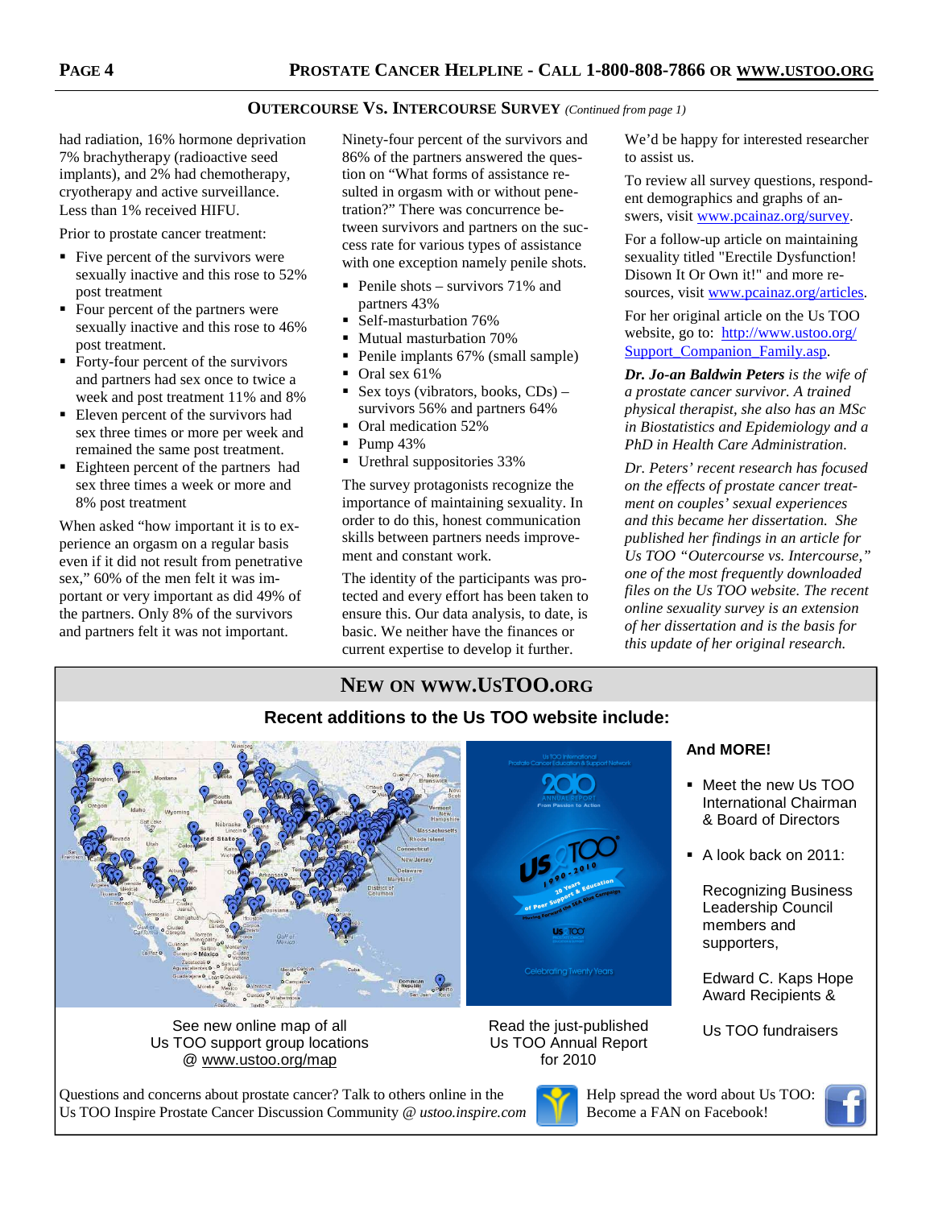## Outercourse Vs. Intercourse Survey *(Continued from page 1)*

had radiation, 16% hormone deprivation 7% brachytherapy (radioactive seed implants), and 2% had chemotherapy, cryotherapy and active surveillance. Less than 1% received HIFU.

Prior to prostate cancer treatment:

- Five percent of the survivors were sexually inactive and this rose to 52% post treatment
- Four percent of the partners were sexually inactive and this rose to 46% post treatment.
- Forty-four percent of the survivors and partners had sex once to twice a week and post treatment 11% and 8%
- Eleven percent of the survivors had sex three times or more per week and remained the same post treatment.
- Eighteen percent of the partners had sex three times a week or more and 8% post treatment

When asked "how important it is to experience an orgasm on a regular basis even if it did not result from penetrative sex," 60% of the men felt it was important or very important as did 49% of the partners. Only 8% of the survivors and partners felt it was not important.

Ninety-four percent of the survivors and 86% of the partners answered the question on "What forms of assistance resulted in orgasm with or without penetration?" There was concurrence between survivors and partners on the success rate for various types of assistance with one exception namely penile shots.

- Penile shots – survivors 71% and partners 43%
- Self-masturbation 76%
- Mutual masturbation 70%
- Penile implants 67% (small sample)
- Oral sex 61%
- Sex toys (vibrators, books, CDs) – survivors 56% and partners 64%
- Oral medication 52%
- Pump 43%
- Urethral suppositories 33%

The survey protagonists recognize the importance of maintaining sexuality. In order to do this, honest communication skills between partners needs improvement and constant work.

The identity of the participants was protected and every effort has been taken to ensure this. Our data analysis, to date, is basic. We neither have the finances or current expertise to develop it further. We'd be happy for interested researcher to assist us.

To review all survey questions, respondent demographics and graphs of answers, visit www.pcainaz.org/survey.

For a follow-up article on maintaining sexuality titled "Erectile Dysfunction! Disown It Or Own it!" and more resources, visit www.pcainaz.org/articles.

For her original article on the Us TOO website, go to: http://www.ustoo.org/Support_Companion_Family.asp.

***Dr. Jo-an Baldwin Peters** is the wife of a prostate cancer survivor. A trained physical therapist, she also has an MSc in Biostatistics and Epidemiology and a PhD in Health Care Administration.*

*Dr. Peters' recent research has focused on the effects of prostate cancer treatment on couples' sexual experiences and this became her dissertation. She published her findings in an article for Us TOO "Outercourse vs. Intercourse," one of the most frequently downloaded files on the Us TOO website. The recent online sexuality survey is an extension of her dissertation and is the basis for this update of her original research.*

## New on www.UsTOO.org

**Recent additions to the Us TOO website include:**

See new online map of all Us TOO support group locations @ www.ustoo.org/map

Read the just-published Us TOO Annual Report for 2010

**And MORE!**

- Meet the new Us TOO International Chairman & Board of Directors
- A look back on 2011:

  Recognizing Business Leadership Council members and supporters,

  Edward C. Kaps Hope Award Recipients &

  Us TOO fundraisers

Questions and concerns about prostate cancer? Talk to others online in the Us TOO Inspire Prostate Cancer Discussion Community @ *ustoo.inspire.com*

Help spread the word about Us TOO: Become a FAN on Facebook!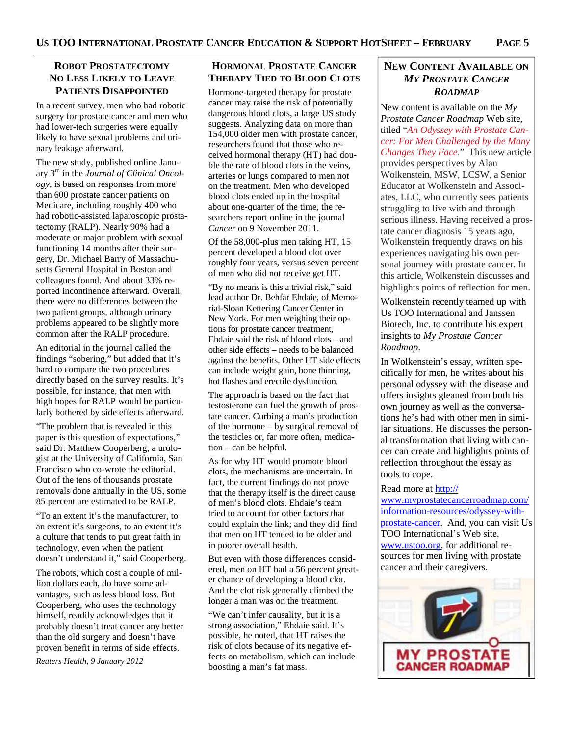## Robot Prostatectomy No Less Likely to Leave Patients Disappointed

In a recent survey, men who had robotic surgery for prostate cancer and men who had lower-tech surgeries were equally likely to have sexual problems and urinary leakage afterward.

The new study, published online January 3rd in the *Journal of Clinical Oncology*, is based on responses from more than 600 prostate cancer patients on Medicare, including roughly 400 who had robotic-assisted laparoscopic prostatectomy (RALP). Nearly 90% had a moderate or major problem with sexual functioning 14 months after their surgery, Dr. Michael Barry of Massachusetts General Hospital in Boston and colleagues found. And about 33% reported incontinence afterward. Overall, there were no differences between the two patient groups, although urinary problems appeared to be slightly more common after the RALP procedure.

An editorial in the journal called the findings "sobering," but added that it's hard to compare the two procedures directly based on the survey results. It's possible, for instance, that men with high hopes for RALP would be particularly bothered by side effects afterward.

"The problem that is revealed in this paper is this question of expectations," said Dr. Matthew Cooperberg, a urologist at the University of California, San Francisco who co-wrote the editorial. Out of the tens of thousands prostate removals done annually in the US, some 85 percent are estimated to be RALP.

"To an extent it's the manufacturer, to an extent it's surgeons, to an extent it's a culture that tends to put great faith in technology, even when the patient doesn't understand it," said Cooperberg.

The robots, which cost a couple of million dollars each, do have some advantages, such as less blood loss. But Cooperberg, who uses the technology himself, readily acknowledges that it probably doesn't treat cancer any better than the old surgery and doesn't have proven benefit in terms of side effects.

*Reuters Health, 9 January 2012*

## Hormonal Prostate Cancer Therapy Tied to Blood Clots

Hormone-targeted therapy for prostate cancer may raise the risk of potentially dangerous blood clots, a large US study suggests. Analyzing data on more than 154,000 older men with prostate cancer, researchers found that those who received hormonal therapy (HT) had double the rate of blood clots in the veins, arteries or lungs compared to men not on the treatment. Men who developed blood clots ended up in the hospital about one-quarter of the time, the researchers report online in the journal *Cancer* on 9 November 2011.

Of the 58,000-plus men taking HT, 15 percent developed a blood clot over roughly four years, versus seven percent of men who did not receive get HT.

"By no means is this a trivial risk," said lead author Dr. Behfar Ehdaie, of Memorial-Sloan Kettering Cancer Center in New York. For men weighing their options for prostate cancer treatment, Ehdaie said the risk of blood clots – and other side effects – needs to be balanced against the benefits. Other HT side effects can include weight gain, bone thinning, hot flashes and erectile dysfunction.

The approach is based on the fact that testosterone can fuel the growth of prostate cancer. Curbing a man's production of the hormone – by surgical removal of the testicles or, far more often, medication – can be helpful.

As for why HT would promote blood clots, the mechanisms are uncertain. In fact, the current findings do not prove that the therapy itself is the direct cause of men's blood clots. Ehdaie's team tried to account for other factors that could explain the link; and they did find that men on HT tended to be older and in poorer overall health.

But even with those differences considered, men on HT had a 56 percent greater chance of developing a blood clot. And the clot risk generally climbed the longer a man was on the treatment.

"We can't infer causality, but it is a strong association," Ehdaie said. It's possible, he noted, that HT raises the risk of clots because of its negative effects on metabolism, which can include boosting a man's fat mass.

## New Content Available on *My Prostate Cancer Roadmap*

New content is available on the *My Prostate Cancer Roadmap* Web site, titled "*An Odyssey with Prostate Cancer: For Men Challenged by the Many Changes They Face*." This new article provides perspectives by Alan Wolkenstein, MSW, LCSW, a Senior Educator at Wolkenstein and Associates, LLC, who currently sees patients struggling to live with and through serious illness. Having received a prostate cancer diagnosis 15 years ago, Wolkenstein frequently draws on his experiences navigating his own personal journey with prostate cancer. In this article, Wolkenstein discusses and highlights points of reflection for men.

Wolkenstein recently teamed up with Us TOO International and Janssen Biotech, Inc. to contribute his expert insights to *My Prostate Cancer Roadmap*.

In Wolkenstein's essay, written specifically for men, he writes about his personal odyssey with the disease and offers insights gleaned from both his own journey as well as the conversations he's had with other men in similar situations. He discusses the personal transformation that living with cancer can create and highlights points of reflection throughout the essay as tools to cope.

Read more at http://www.myprostatecancerroadmap.com/information-resources/odyssey-with-prostate-cancer. And, you can visit Us TOO International's Web site, www.ustoo.org, for additional resources for men living with prostate cancer and their caregivers.

MY PROSTATE CANCER ROADMAP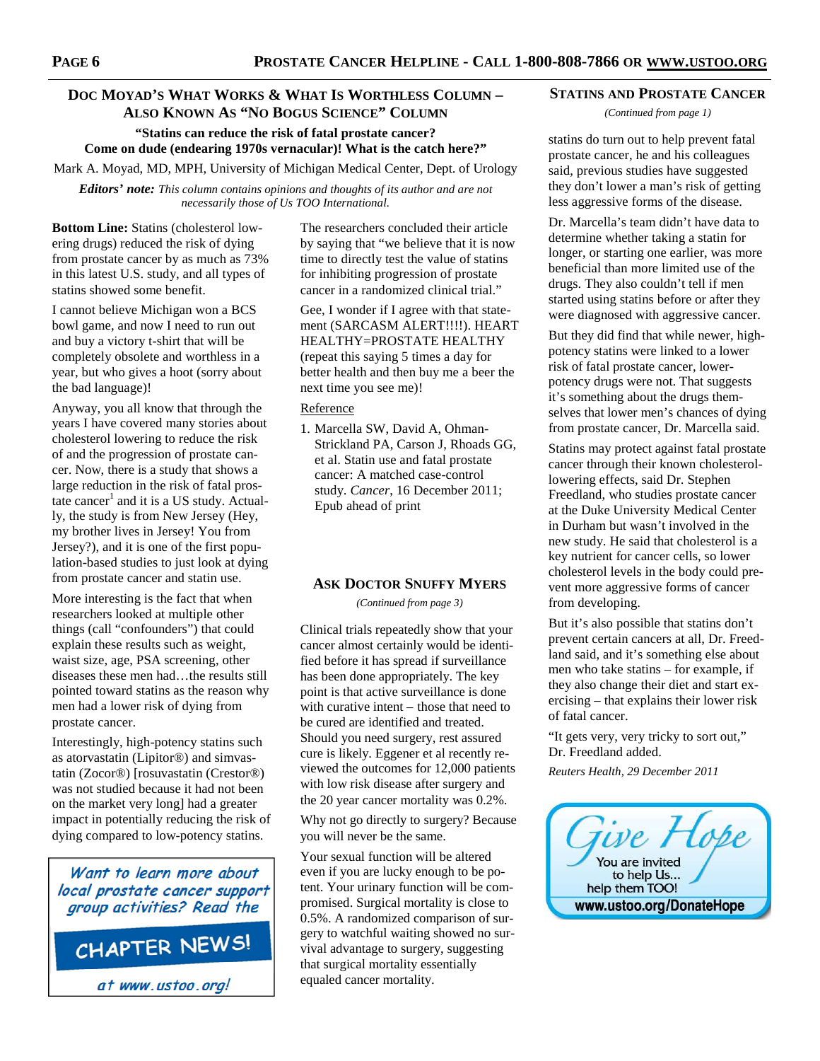## Doc Moyad's What Works & What Is Worthless Column – Also Known As "No Bogus Science" Column

**"Statins can reduce the risk of fatal prostate cancer? Come on dude (endearing 1970s vernacular)! What is the catch here?"**

Mark A. Moyad, MD, MPH, University of Michigan Medical Center, Dept. of Urology

***Editors' note:*** *This column contains opinions and thoughts of its author and are not necessarily those of Us TOO International.*

**Bottom Line:** Statins (cholesterol lowering drugs) reduced the risk of dying from prostate cancer by as much as 73% in this latest U.S. study, and all types of statins showed some benefit.

I cannot believe Michigan won a BCS bowl game, and now I need to run out and buy a victory t-shirt that will be completely obsolete and worthless in a year, but who gives a hoot (sorry about the bad language)!

Anyway, you all know that through the years I have covered many stories about cholesterol lowering to reduce the risk of and the progression of prostate cancer. Now, there is a study that shows a large reduction in the risk of fatal prostate cancer[1] and it is a US study. Actually, the study is from New Jersey (Hey, my brother lives in Jersey! You from Jersey?), and it is one of the first population-based studies to just look at dying from prostate cancer and statin use.

More interesting is the fact that when researchers looked at multiple other things (call "confounders") that could explain these results such as weight, waist size, age, PSA screening, other diseases these men had…the results still pointed toward statins as the reason why men had a lower risk of dying from prostate cancer.

Interestingly, high-potency statins such as atorvastatin (Lipitor®) and simvastatin (Zocor®) [rosuvastatin (Crestor®) was not studied because it had not been on the market very long] had a greater impact in potentially reducing the risk of dying compared to low-potency statins.

The researchers concluded their article by saying that "we believe that it is now time to directly test the value of statins for inhibiting progression of prostate cancer in a randomized clinical trial."

Gee, I wonder if I agree with that statement (SARCASM ALERT!!!!). HEART HEALTHY=PROSTATE HEALTHY (repeat this saying 5 times a day for better health and then buy me a beer the next time you see me)!

Reference

1. Marcella SW, David A, Ohman-Strickland PA, Carson J, Rhoads GG, et al. Statin use and fatal prostate cancer: A matched case-control study. *Cancer*, 16 December 2011; Epub ahead of print

*Want to learn more about local prostate cancer support group activities? Read the* **CHAPTER NEWS!** *at www.ustoo.org!*

## Ask Doctor Snuffy Myers

*(Continued from page 3)*

Clinical trials repeatedly show that your cancer almost certainly would be identified before it has spread if surveillance has been done appropriately. The key point is that active surveillance is done with curative intent – those that need to be cured are identified and treated. Should you need surgery, rest assured cure is likely. Eggener et al recently reviewed the outcomes for 12,000 patients with low risk disease after surgery and the 20 year cancer mortality was 0.2%.

Why not go directly to surgery? Because you will never be the same.

Your sexual function will be altered even if you are lucky enough to be potent. Your urinary function will be compromised. Surgical mortality is close to 0.5%. A randomized comparison of surgery to watchful waiting showed no survival advantage to surgery, suggesting that surgical mortality essentially equaled cancer mortality.

## Statins and Prostate Cancer

*(Continued from page 1)*

statins do turn out to help prevent fatal prostate cancer, he and his colleagues said, previous studies have suggested they don't lower a man's risk of getting less aggressive forms of the disease.

Dr. Marcella's team didn't have data to determine whether taking a statin for longer, or starting one earlier, was more beneficial than more limited use of the drugs. They also couldn't tell if men started using statins before or after they were diagnosed with aggressive cancer.

But they did find that while newer, high-potency statins were linked to a lower risk of fatal prostate cancer, lower-potency drugs were not. That suggests it's something about the drugs themselves that lower men's chances of dying from prostate cancer, Dr. Marcella said.

Statins may protect against fatal prostate cancer through their known cholesterol-lowering effects, said Dr. Stephen Freedland, who studies prostate cancer at the Duke University Medical Center in Durham but wasn't involved in the new study. He said that cholesterol is a key nutrient for cancer cells, so lower cholesterol levels in the body could prevent more aggressive forms of cancer from developing.

But it's also possible that statins don't prevent certain cancers at all, Dr. Freedland said, and it's something else about men who take statins – for example, if they also change their diet and start exercising – that explains their lower risk of fatal cancer.

"It gets very, very tricky to sort out," Dr. Freedland added.

*Reuters Health, 29 December 2011*

*Give Hope* — You are invited to help Us… help them TOO! **www.ustoo.org/DonateHope**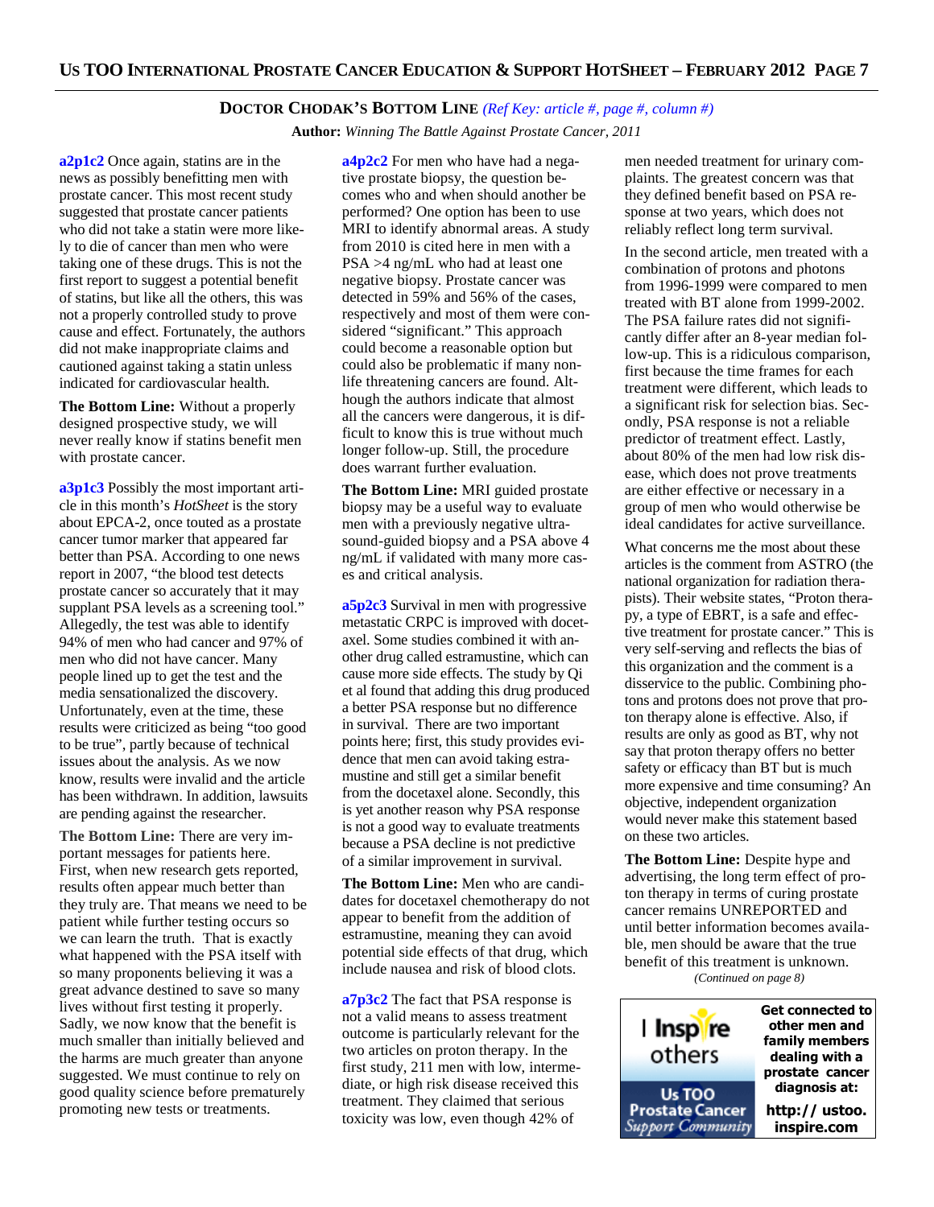## DOCTOR CHODAK'S BOTTOM LINE *(Ref Key: article #, page #, column #)*

**Author:** *Winning The Battle Against Prostate Cancer, 2011*

**a2p1c2** Once again, statins are in the news as possibly benefitting men with prostate cancer. This most recent study suggested that prostate cancer patients who did not take a statin were more likely to die of cancer than men who were taking one of these drugs. This is not the first report to suggest a potential benefit of statins, but like all the others, this was not a properly controlled study to prove cause and effect. Fortunately, the authors did not make inappropriate claims and cautioned against taking a statin unless indicated for cardiovascular health.

**The Bottom Line:** Without a properly designed prospective study, we will never really know if statins benefit men with prostate cancer.

**a3p1c3** Possibly the most important article in this month's *HotSheet* is the story about EPCA-2, once touted as a prostate cancer tumor marker that appeared far better than PSA. According to one news report in 2007, "the blood test detects prostate cancer so accurately that it may supplant PSA levels as a screening tool." Allegedly, the test was able to identify 94% of men who had cancer and 97% of men who did not have cancer. Many people lined up to get the test and the media sensationalized the discovery. Unfortunately, even at the time, these results were criticized as being "too good to be true", partly because of technical issues about the analysis. As we now know, results were invalid and the article has been withdrawn. In addition, lawsuits are pending against the researcher.

**The Bottom Line:** There are very important messages for patients here. First, when new research gets reported, results often appear much better than they truly are. That means we need to be patient while further testing occurs so we can learn the truth. That is exactly what happened with the PSA itself with so many proponents believing it was a great advance destined to save so many lives without first testing it properly. Sadly, we now know that the benefit is much smaller than initially believed and the harms are much greater than anyone suggested. We must continue to rely on good quality science before prematurely promoting new tests or treatments.

**a4p2c2** For men who have had a negative prostate biopsy, the question becomes who and when should another be performed? One option has been to use MRI to identify abnormal areas. A study from 2010 is cited here in men with a PSA >4 ng/mL who had at least one negative biopsy. Prostate cancer was detected in 59% and 56% of the cases, respectively and most of them were considered "significant." This approach could become a reasonable option but could also be problematic if many non-life threatening cancers are found. Although the authors indicate that almost all the cancers were dangerous, it is difficult to know this is true without much longer follow-up. Still, the procedure does warrant further evaluation.

**The Bottom Line:** MRI guided prostate biopsy may be a useful way to evaluate men with a previously negative ultrasound-guided biopsy and a PSA above 4 ng/mL if validated with many more cases and critical analysis.

**a5p2c3** Survival in men with progressive metastatic CRPC is improved with docetaxel. Some studies combined it with another drug called estramustine, which can cause more side effects. The study by Qi et al found that adding this drug produced a better PSA response but no difference in survival. There are two important points here; first, this study provides evidence that men can avoid taking estramustine and still get a similar benefit from the docetaxel alone. Secondly, this is yet another reason why PSA response is not a good way to evaluate treatments because a PSA decline is not predictive of a similar improvement in survival.

**The Bottom Line:** Men who are candidates for docetaxel chemotherapy do not appear to benefit from the addition of estramustine, meaning they can avoid potential side effects of that drug, which include nausea and risk of blood clots.

**a7p3c2** The fact that PSA response is not a valid means to assess treatment outcome is particularly relevant for the two articles on proton therapy. In the first study, 211 men with low, intermediate, or high risk disease received this treatment. They claimed that serious toxicity was low, even though 42% of men needed treatment for urinary complaints. The greatest concern was that they defined benefit based on PSA response at two years, which does not reliably reflect long term survival.

In the second article, men treated with a combination of protons and photons from 1996-1999 were compared to men treated with BT alone from 1999-2002. The PSA failure rates did not significantly differ after an 8-year median follow-up. This is a ridiculous comparison, first because the time frames for each treatment were different, which leads to a significant risk for selection bias. Secondly, PSA response is not a reliable predictor of treatment effect. Lastly, about 80% of the men had low risk disease, which does not prove treatments are either effective or necessary in a group of men who would otherwise be ideal candidates for active surveillance.

What concerns me the most about these articles is the comment from ASTRO (the national organization for radiation therapists). Their website states, "Proton therapy, a type of EBRT, is a safe and effective treatment for prostate cancer." This is very self-serving and reflects the bias of this organization and the comment is a disservice to the public. Combining photons and protons does not prove that proton therapy alone is effective. Also, if results are only as good as BT, why not say that proton therapy offers no better safety or efficacy than BT but is much more expensive and time consuming? An objective, independent organization would never make this statement based on these two articles.

**The Bottom Line:** Despite hype and advertising, the long term effect of proton therapy in terms of curing prostate cancer remains UNREPORTED and until better information becomes available, men should be aware that the true benefit of this treatment is unknown.

*(Continued on page 8)*

I Inspire others — Us TOO Prostate Cancer Support Community

**Get connected to other men and family members dealing with a prostate cancer diagnosis at: http:// ustoo.inspire.com**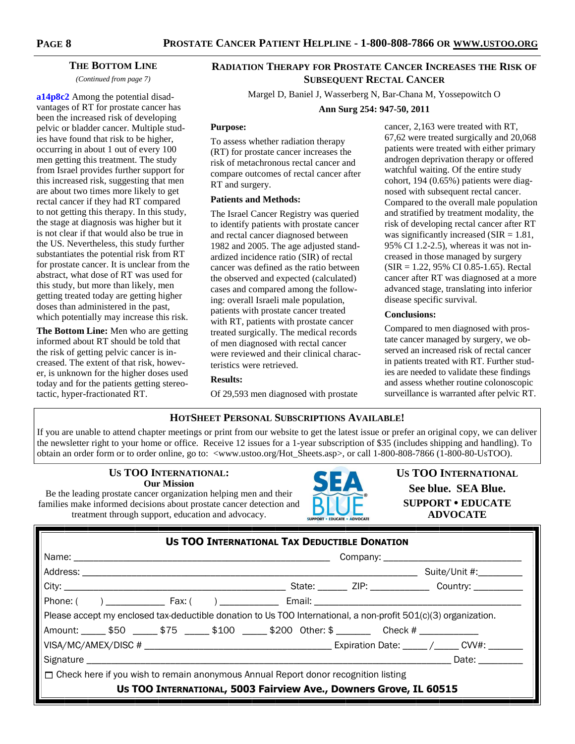## THE BOTTOM LINE

*(Continued from page 7)*

**a14p8c2** Among the potential disadvantages of RT for prostate cancer has been the increased risk of developing pelvic or bladder cancer. Multiple studies have found that risk to be higher, occurring in about 1 out of every 100 men getting this treatment. The study from Israel provides further support for this increased risk, suggesting that men are about two times more likely to get rectal cancer if they had RT compared to not getting this therapy. In this study, the stage at diagnosis was higher but it is not clear if that would also be true in the US. Nevertheless, this study further substantiates the potential risk from RT for prostate cancer. It is unclear from the abstract, what dose of RT was used for this study, but more than likely, men getting treated today are getting higher doses than administered in the past, which potentially may increase this risk.

**The Bottom Line:** Men who are getting informed about RT should be told that the risk of getting pelvic cancer is increased. The extent of that risk, however, is unknown for the higher doses used today and for the patients getting stereotactic, hyper-fractionated RT.

## RADIATION THERAPY FOR PROSTATE CANCER INCREASES THE RISK OF SUBSEQUENT RECTAL CANCER

Margel D, Baniel J, Wasserberg N, Bar-Chana M, Yossepowitch O

**Ann Surg 254: 947-50, 2011**

**Purpose:**

To assess whether radiation therapy (RT) for prostate cancer increases the risk of metachronous rectal cancer and compare outcomes of rectal cancer after RT and surgery.

**Patients and Methods:**

The Israel Cancer Registry was queried to identify patients with prostate cancer and rectal cancer diagnosed between 1982 and 2005. The age adjusted standardized incidence ratio (SIR) of rectal cancer was defined as the ratio between the observed and expected (calculated) cases and compared among the following: overall Israeli male population, patients with prostate cancer treated with RT, patients with prostate cancer treated surgically. The medical records of men diagnosed with rectal cancer were reviewed and their clinical characteristics were retrieved.

**Results:**

Of 29,593 men diagnosed with prostate cancer, 2,163 were treated with RT, 67,62 were treated surgically and 20,068 patients were treated with either primary androgen deprivation therapy or offered watchful waiting. Of the entire study cohort, 194 (0.65%) patients were diagnosed with subsequent rectal cancer. Compared to the overall male population and stratified by treatment modality, the risk of developing rectal cancer after RT was significantly increased (SIR = 1.81, 95% CI 1.2-2.5), whereas it was not increased in those managed by surgery (SIR = 1.22, 95% CI 0.85-1.65). Rectal cancer after RT was diagnosed at a more advanced stage, translating into inferior disease specific survival.

**Conclusions:**

Compared to men diagnosed with prostate cancer managed by surgery, we observed an increased risk of rectal cancer in patients treated with RT. Further studies are needed to validate these findings and assess whether routine colonoscopic surveillance is warranted after pelvic RT.

---

### HOTSHEET PERSONAL SUBSCRIPTIONS AVAILABLE!

If you are unable to attend chapter meetings or print from our website to get the latest issue or prefer an original copy, we can deliver the newsletter right to your home or office. Receive 12 issues for a 1-year subscription of $35 (includes shipping and handling). To obtain an order form or to order online, go to: <www.ustoo.org/Hot_Sheets.asp>, or call 1-800-808-7866 (1-800-80-UsTOO).

---

**US TOO INTERNATIONAL:**
**Our Mission**
Be the leading prostate cancer organization helping men and their families make informed decisions about prostate cancer detection and treatment through support, education and advocacy.

SEA BLUE® SUPPORT • EDUCATE • ADVOCATE

**US TOO INTERNATIONAL**
**See blue. SEA Blue.**
**SUPPORT • EDUCATE ADVOCATE**

---

### US TOO INTERNATIONAL TAX DEDUCTIBLE DONATION

Name: ______________________ Company: ______________

Address: ______________________ Suite/Unit #: ________

City: ______________ State: ______ ZIP: __________ Country: _________

Phone: ( ) ___________ Fax: ( ) ___________ Email: ______________________

Please accept my enclosed tax-deductible donation to Us TOO International, a non-profit 501(c)(3) organization.

Amount: _____ $50 _____ $75 _____ $100 _____ $200 Other: $ _______ Check # ___________

VISA/MC/AMEX/DISC # ______________________ Expiration Date: _____ /_____ CVV#: _______

Signature ______________________________________ Date: _________

☐ Check here if you wish to remain anonymous Annual Report donor recognition listing

**US TOO INTERNATIONAL, 5003 Fairview Ave., Downers Grove, IL 60515**